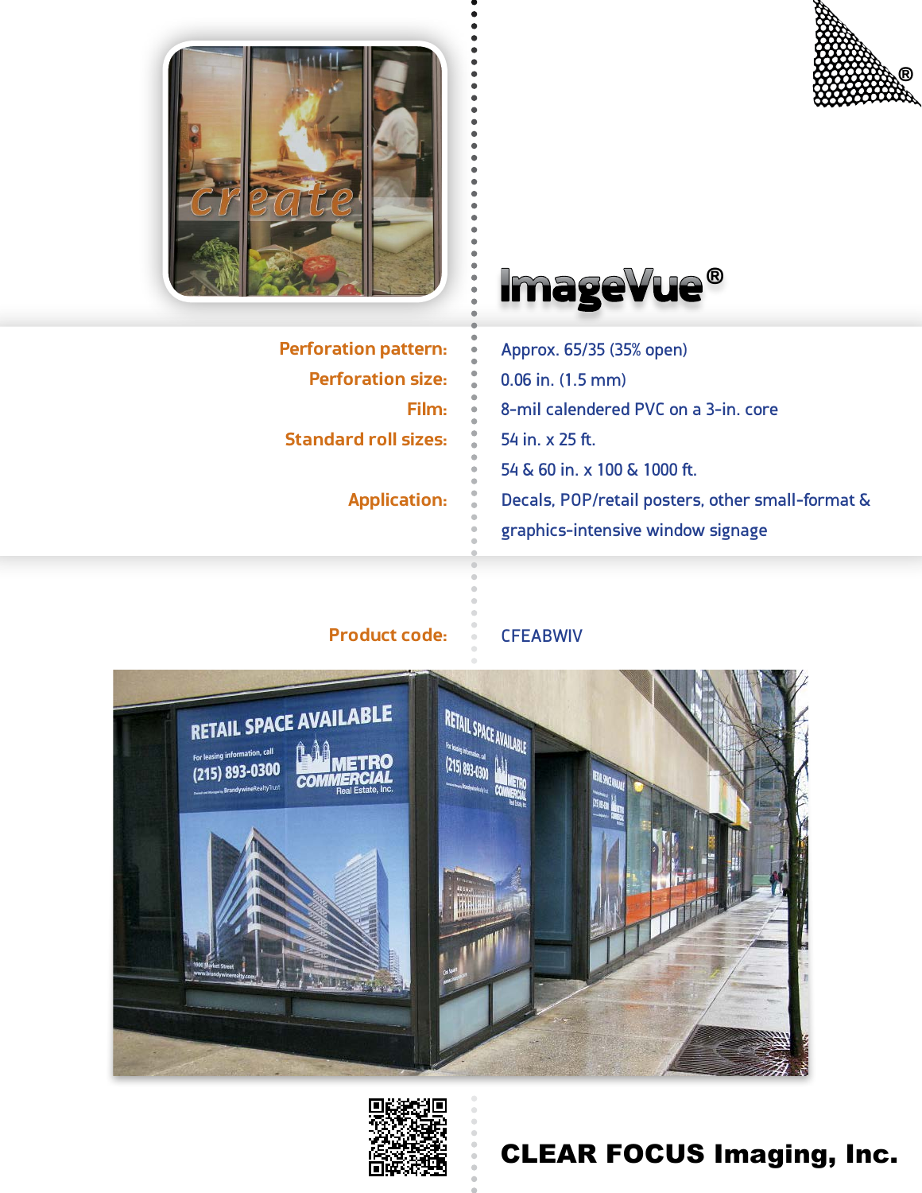# ImageVue®

| | |
|---|---|
| **Perforation pattern:** | Approx. 65/35 (35% open) |
| **Perforation size:** | 0.06 in. (1.5 mm) |
| **Film:** | 8-mil calendered PVC on a 3-in. core |
| **Standard roll sizes:** | 54 in. x 25 ft. |
| | 54 & 60 in. x 100 & 1000 ft. |
| **Application:** | Decals, POP/retail posters, other small-format & graphics-intensive window signage |

**Product code:** CFEABWIV

**CLEAR FOCUS Imaging, Inc.**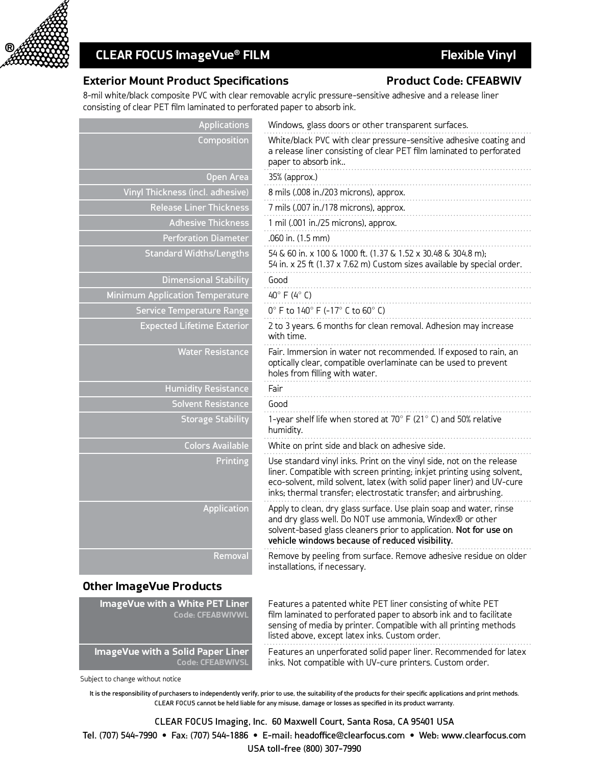# CLEAR FOCUS ImageVue® FILM — Flexible Vinyl

## Exterior Mount Product Specifications

**Product Code: CFEABWIV**

8-mil white/black composite PVC with clear removable acrylic pressure-sensitive adhesive and a release liner consisting of clear PET film laminated to perforated paper to absorb ink.

| | |
|---|---|
| Applications | Windows, glass doors or other transparent surfaces. |
| Composition | White/black PVC with clear pressure-sensitive adhesive coating and a release liner consisting of clear PET film laminated to perforated paper to absorb ink.. |
| Open Area | 35% (approx.) |
| Vinyl Thickness (incl. adhesive) | 8 mils (.008 in./203 microns), approx. |
| Release Liner Thickness | 7 mils (.007 in./178 microns), approx. |
| Adhesive Thickness | 1 mil (.001 in./25 microns), approx. |
| Perforation Diameter | .060 in. (1.5 mm) |
| Standard Widths/Lengths | 54 & 60 in. x 100 & 1000 ft. (1.37 & 1.52 x 30.48 & 304.8 m); 54 in. x 25 ft (1.37 x 7.62 m) Custom sizes available by special order. |
| Dimensional Stability | Good |
| Minimum Application Temperature | 40° F (4° C) |
| Service Temperature Range | 0° F to 140° F (-17° C to 60° C) |
| Expected Lifetime Exterior | 2 to 3 years. 6 months for clean removal. Adhesion may increase with time. |
| Water Resistance | Fair. Immersion in water not recommended. If exposed to rain, an optically clear, compatible overlaminate can be used to prevent holes from filling with water. |
| Humidity Resistance | Fair |
| Solvent Resistance | Good |
| Storage Stability | 1-year shelf life when stored at 70° F (21° C) and 50% relative humidity. |
| Colors Available | White on print side and black on adhesive side. |
| Printing | Use standard vinyl inks. Print on the vinyl side, not on the release liner. Compatible with screen printing; inkjet printing using solvent, eco-solvent, mild solvent, latex (with solid paper liner) and UV-cure inks; thermal transfer; electrostatic transfer; and airbrushing. |
| Application | Apply to clean, dry glass surface. Use plain soap and water, rinse and dry glass well. Do NOT use ammonia, Windex® or other solvent-based glass cleaners prior to application. **Not for use on vehicle windows because of reduced visibility.** |
| Removal | Remove by peeling from surface. Remove adhesive residue on older installations, if necessary. |

## Other ImageVue Products

| | |
|---|---|
| **ImageVue with a White PET Liner** Code: CFEABWIVWL | Features a patented white PET liner consisting of white PET film laminated to perforated paper to absorb ink and to facilitate sensing of media by printer. Compatible with all printing methods listed above, except latex inks. Custom order. |
| **ImageVue with a Solid Paper Liner** Code: CFEABWIVSL | Features an unperforated solid paper liner. Recommended for latex inks. Not compatible with UV-cure printers. Custom order. |

Subject to change without notice

It is the responsibility of purchasers to independently verify, prior to use, the suitability of the products for their specific applications and print methods. CLEAR FOCUS cannot be held liable for any misuse, damage or losses as specified in its product warranty.

CLEAR FOCUS Imaging, Inc. 60 Maxwell Court, Santa Rosa, CA 95401 USA
Tel. (707) 544-7990 • Fax: (707) 544-1886 • E-mail: headoffice@clearfocus.com • Web: www.clearfocus.com
USA toll-free (800) 307-7990